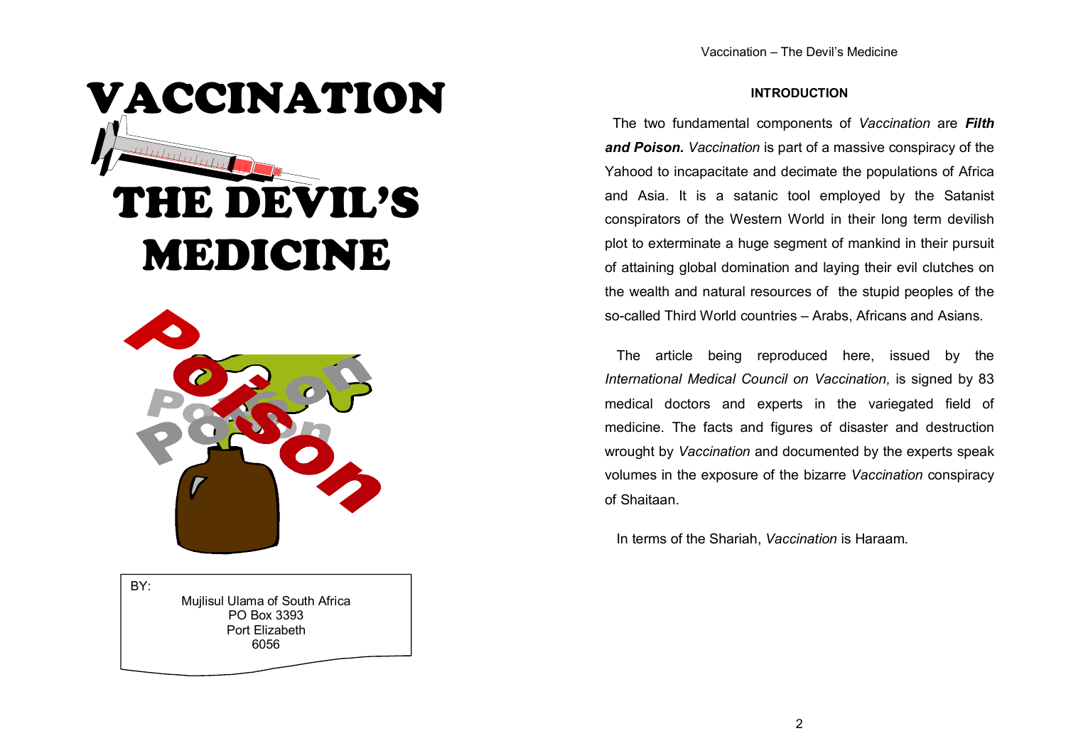# VACCINATION THE DEVIL'S MEDICINE

BY:

Mujlisul Ulama of South Africa
PO Box 3393
Port Elizabeth
6056

## INTRODUCTION

The two fundamental components of *Vaccination* are ***Filth and Poison.*** *Vaccination* is part of a massive conspiracy of the Yahood to incapacitate and decimate the populations of Africa and Asia. It is a satanic tool employed by the Satanist conspirators of the Western World in their long term devilish plot to exterminate a huge segment of mankind in their pursuit of attaining global domination and laying their evil clutches on the wealth and natural resources of the stupid peoples of the so-called Third World countries – Arabs, Africans and Asians.

The article being reproduced here, issued by the *International Medical Council on Vaccination,* is signed by 83 medical doctors and experts in the variegated field of medicine. The facts and figures of disaster and destruction wrought by *Vaccination* and documented by the experts speak volumes in the exposure of the bizarre *Vaccination* conspiracy of Shaitaan.

In terms of the Shariah, *Vaccination* is Haraam.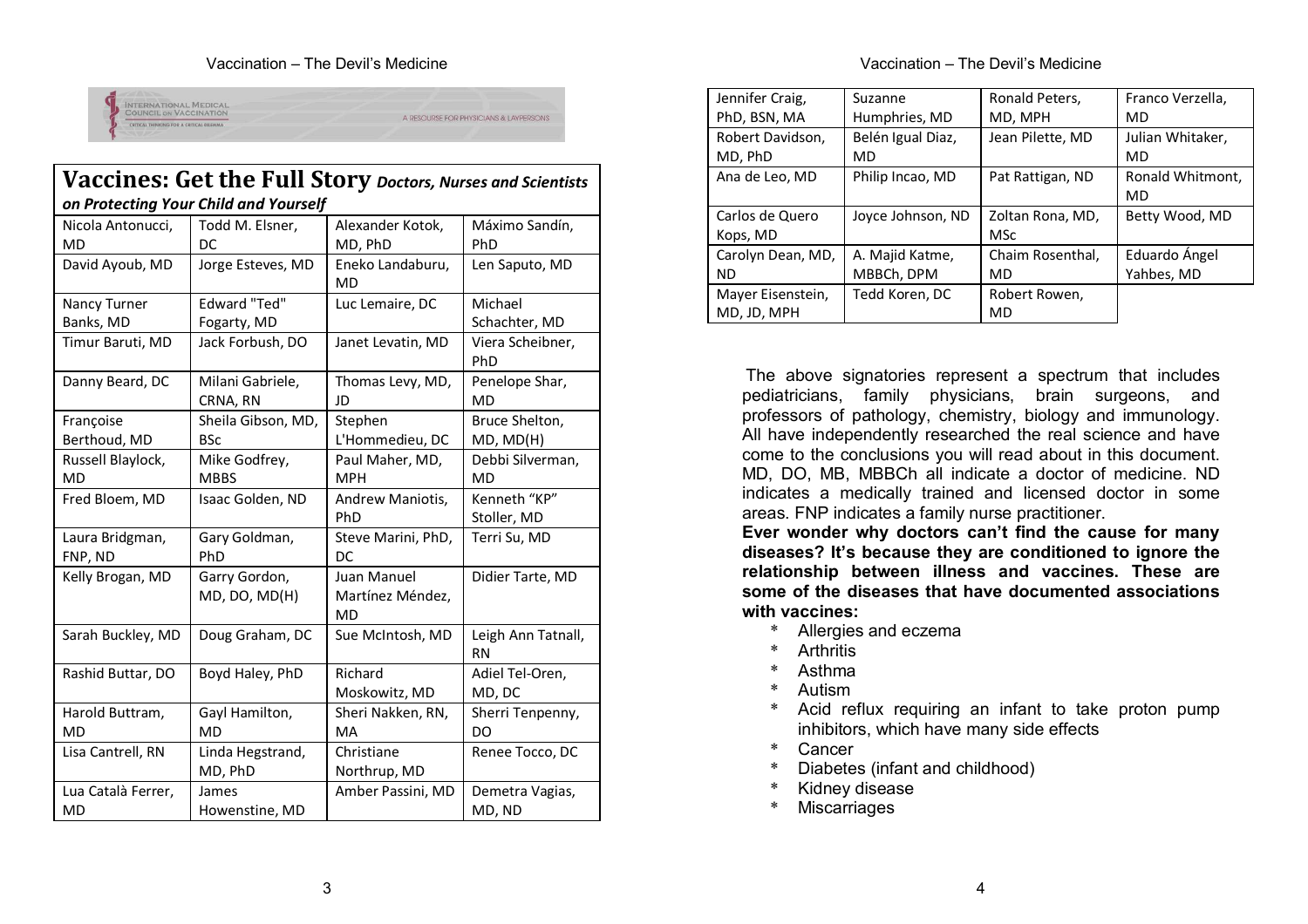INTERNATIONAL MEDICAL COUNCIL ON VACCINATION
CRITICAL THINKING FOR A CRITICAL DILEMMA

A RESOURCE FOR PHYSICIANS & LAYPERSONS

## Vaccines: Get the Full Story *Doctors, Nurses and Scientists on Protecting Your Child and Yourself*

| | | | |
|---|---|---|---|
| Nicola Antonucci, MD | Todd M. Elsner, DC | Alexander Kotok, MD, PhD | Máximo Sandín, PhD |
| David Ayoub, MD | Jorge Esteves, MD | Eneko Landaburu, MD | Len Saputo, MD |
| Nancy Turner Banks, MD | Edward "Ted" Fogarty, MD | Luc Lemaire, DC | Michael Schachter, MD |
| Timur Baruti, MD | Jack Forbush, DO | Janet Levatin, MD | Viera Scheibner, PhD |
| Danny Beard, DC | Milani Gabriele, CRNA, RN | Thomas Levy, MD, JD | Penelope Shar, MD |
| Françoise Berthoud, MD | Sheila Gibson, MD, BSc | Stephen L'Hommedieu, DC | Bruce Shelton, MD, MD(H) |
| Russell Blaylock, MD | Mike Godfrey, MBBS | Paul Maher, MD, MPH | Debbi Silverman, MD |
| Fred Bloem, MD | Isaac Golden, ND | Andrew Maniotis, PhD | Kenneth "KP" Stoller, MD |
| Laura Bridgman, FNP, ND | Gary Goldman, PhD | Steve Marini, PhD, DC | Terri Su, MD |
| Kelly Brogan, MD | Garry Gordon, MD, DO, MD(H) | Juan Manuel Martínez Méndez, MD | Didier Tarte, MD |
| Sarah Buckley, MD | Doug Graham, DC | Sue McIntosh, MD | Leigh Ann Tatnall, RN |
| Rashid Buttar, DO | Boyd Haley, PhD | Richard Moskowitz, MD | Adiel Tel-Oren, MD, DC |
| Harold Buttram, MD | Gayl Hamilton, MD | Sheri Nakken, RN, MA | Sherri Tenpenny, DO |
| Lisa Cantrell, RN | Linda Hegstrand, MD, PhD | Christiane Northrup, MD | Renee Tocco, DC |
| Lua Català Ferrer, MD | James Howenstine, MD | Amber Passini, MD | Demetra Vagias, MD, ND |
| Jennifer Craig, PhD, BSN, MA | Suzanne Humphries, MD | Ronald Peters, MD, MPH | Franco Verzella, MD |
| Robert Davidson, MD, PhD | Belén Igual Diaz, MD | Jean Pilette, MD | Julian Whitaker, MD |
| Ana de Leo, MD | Philip Incao, MD | Pat Rattigan, ND | Ronald Whitmont, MD |
| Carlos de Quero Kops, MD | Joyce Johnson, ND | Zoltan Rona, MD, MSc | Betty Wood, MD |
| Carolyn Dean, MD, ND | A. Majid Katme, MBBCh, DPM | Chaim Rosenthal, MD | Eduardo Ángel Yahbes, MD |
| Mayer Eisenstein, MD, JD, MPH | Tedd Koren, DC | Robert Rowen, MD | |

The above signatories represent a spectrum that includes pediatricians, family physicians, brain surgeons, and professors of pathology, chemistry, biology and immunology. All have independently researched the real science and have come to the conclusions you will read about in this document. MD, DO, MB, MBBCh all indicate a doctor of medicine. ND indicates a medically trained and licensed doctor in some areas. FNP indicates a family nurse practitioner.

**Ever wonder why doctors can't find the cause for many diseases? It's because they are conditioned to ignore the relationship between illness and vaccines. These are some of the diseases that have documented associations with vaccines:**

* Allergies and eczema
* Arthritis
* Asthma
* Autism
* Acid reflux requiring an infant to take proton pump inhibitors, which have many side effects
* Cancer
* Diabetes (infant and childhood)
* Kidney disease
* Miscarriages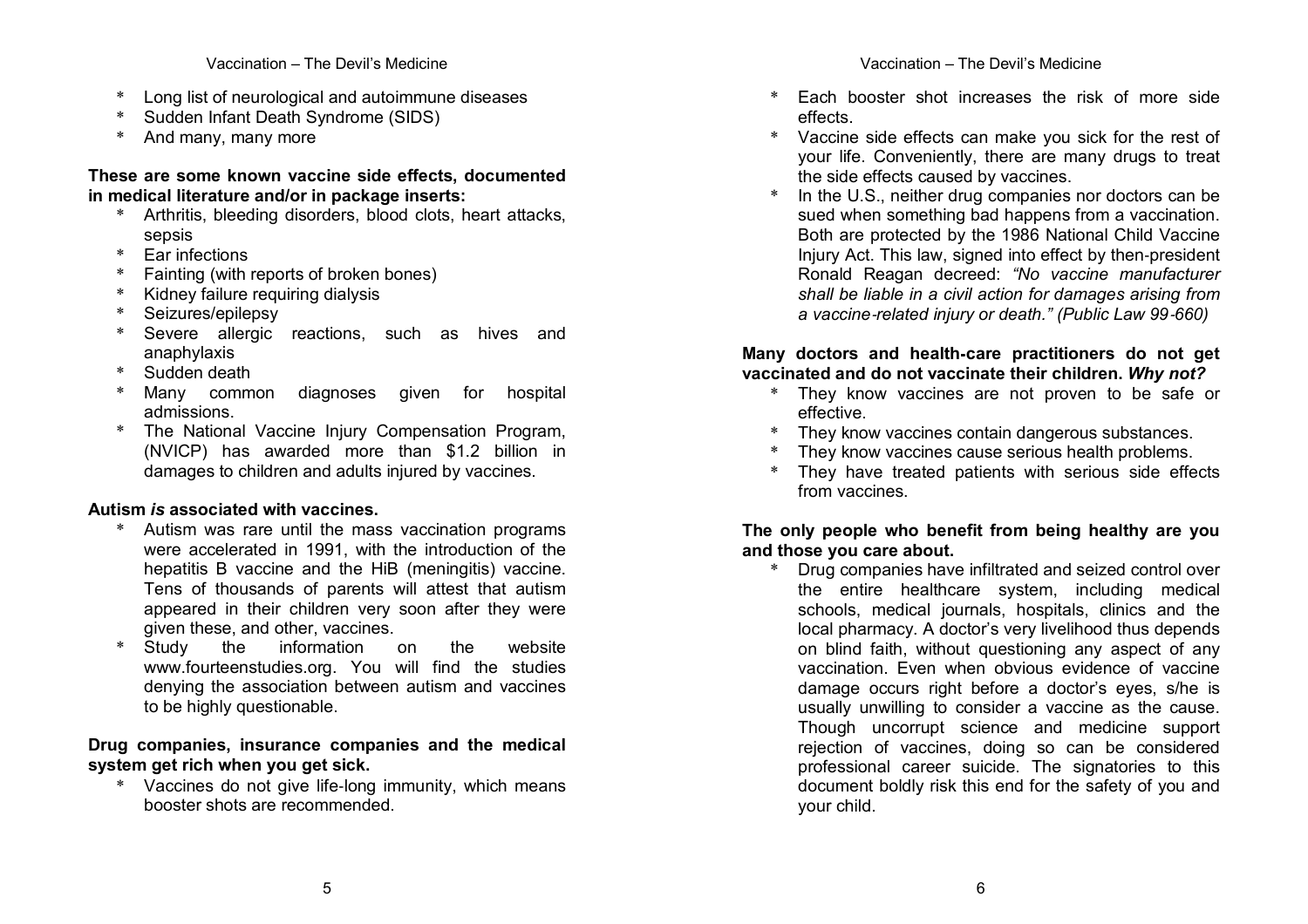* Long list of neurological and autoimmune diseases
* Sudden Infant Death Syndrome (SIDS)
* And many, many more

**These are some known vaccine side effects, documented in medical literature and/or in package inserts:**

* Arthritis, bleeding disorders, blood clots, heart attacks, sepsis
* Ear infections
* Fainting (with reports of broken bones)
* Kidney failure requiring dialysis
* Seizures/epilepsy
* Severe allergic reactions, such as hives and anaphylaxis
* Sudden death
* Many common diagnoses given for hospital admissions.
* The National Vaccine Injury Compensation Program, (NVICP) has awarded more than $1.2 billion in damages to children and adults injured by vaccines.

**Autism *is* associated with vaccines.**

* Autism was rare until the mass vaccination programs were accelerated in 1991, with the introduction of the hepatitis B vaccine and the HiB (meningitis) vaccine. Tens of thousands of parents will attest that autism appeared in their children very soon after they were given these, and other, vaccines.
* Study the information on the website www.fourteenstudies.org. You will find the studies denying the association between autism and vaccines to be highly questionable.

**Drug companies, insurance companies and the medical system get rich when you get sick.**

* Vaccines do not give life-long immunity, which means booster shots are recommended.
* Each booster shot increases the risk of more side effects.
* Vaccine side effects can make you sick for the rest of your life. Conveniently, there are many drugs to treat the side effects caused by vaccines.
* In the U.S., neither drug companies nor doctors can be sued when something bad happens from a vaccination. Both are protected by the 1986 National Child Vaccine Injury Act. This law, signed into effect by then-president Ronald Reagan decreed: *"No vaccine manufacturer shall be liable in a civil action for damages arising from a vaccine-related injury or death." (Public Law 99-660)*

**Many doctors and health-care practitioners do not get vaccinated and do not vaccinate their children. *Why not?***

* They know vaccines are not proven to be safe or effective.
* They know vaccines contain dangerous substances.
* They know vaccines cause serious health problems.
* They have treated patients with serious side effects from vaccines.

**The only people who benefit from being healthy are you and those you care about.**

* Drug companies have infiltrated and seized control over the entire healthcare system, including medical schools, medical journals, hospitals, clinics and the local pharmacy. A doctor's very livelihood thus depends on blind faith, without questioning any aspect of any vaccination. Even when obvious evidence of vaccine damage occurs right before a doctor's eyes, s/he is usually unwilling to consider a vaccine as the cause. Though uncorrupt science and medicine support rejection of vaccines, doing so can be considered professional career suicide. The signatories to this document boldly risk this end for the safety of you and your child.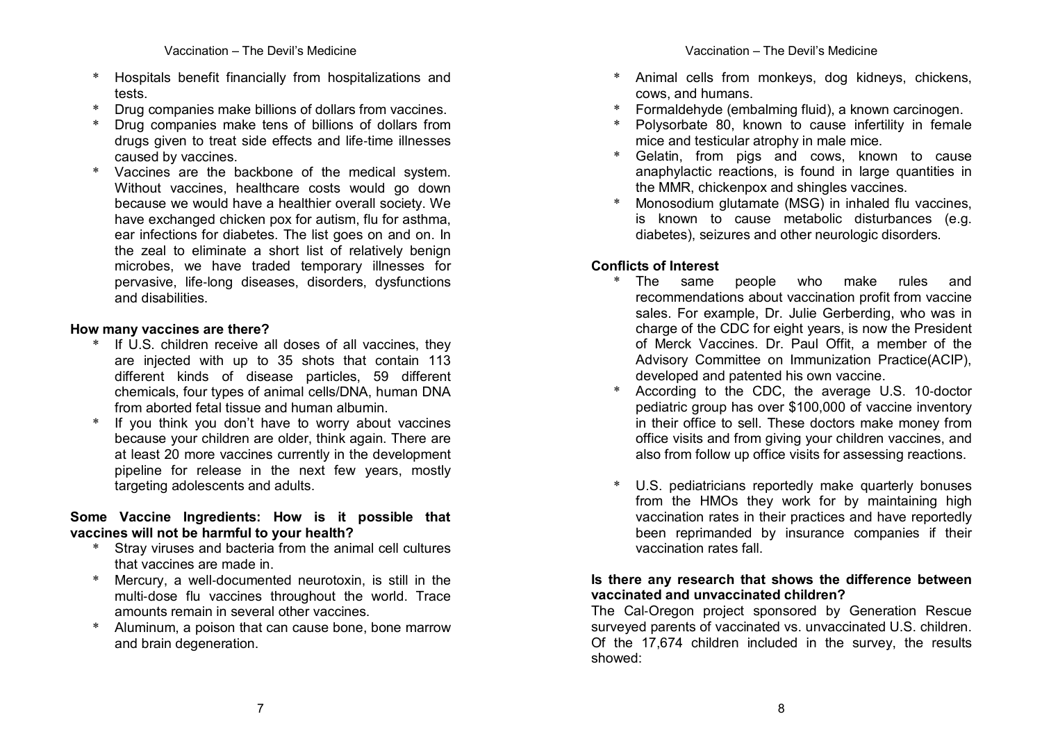* Hospitals benefit financially from hospitalizations and tests.
* Drug companies make billions of dollars from vaccines.
* Drug companies make tens of billions of dollars from drugs given to treat side effects and life-time illnesses caused by vaccines.
* Vaccines are the backbone of the medical system. Without vaccines, healthcare costs would go down because we would have a healthier overall society. We have exchanged chicken pox for autism, flu for asthma, ear infections for diabetes. The list goes on and on. In the zeal to eliminate a short list of relatively benign microbes, we have traded temporary illnesses for pervasive, life-long diseases, disorders, dysfunctions and disabilities.

**How many vaccines are there?**

* If U.S. children receive all doses of all vaccines, they are injected with up to 35 shots that contain 113 different kinds of disease particles, 59 different chemicals, four types of animal cells/DNA, human DNA from aborted fetal tissue and human albumin.
* If you think you don't have to worry about vaccines because your children are older, think again. There are at least 20 more vaccines currently in the development pipeline for release in the next few years, mostly targeting adolescents and adults.

**Some Vaccine Ingredients: How is it possible that vaccines will not be harmful to your health?**

* Stray viruses and bacteria from the animal cell cultures that vaccines are made in.
* Mercury, a well-documented neurotoxin, is still in the multi-dose flu vaccines throughout the world. Trace amounts remain in several other vaccines.
* Aluminum, a poison that can cause bone, bone marrow and brain degeneration.
* Animal cells from monkeys, dog kidneys, chickens, cows, and humans.
* Formaldehyde (embalming fluid), a known carcinogen.
* Polysorbate 80, known to cause infertility in female mice and testicular atrophy in male mice.
* Gelatin, from pigs and cows, known to cause anaphylactic reactions, is found in large quantities in the MMR, chickenpox and shingles vaccines.
* Monosodium glutamate (MSG) in inhaled flu vaccines, is known to cause metabolic disturbances (e.g. diabetes), seizures and other neurologic disorders.

**Conflicts of Interest**

* The same people who make rules and recommendations about vaccination profit from vaccine sales. For example, Dr. Julie Gerberding, who was in charge of the CDC for eight years, is now the President of Merck Vaccines. Dr. Paul Offit, a member of the Advisory Committee on Immunization Practice(ACIP), developed and patented his own vaccine.
* According to the CDC, the average U.S. 10-doctor pediatric group has over $100,000 of vaccine inventory in their office to sell. These doctors make money from office visits and from giving your children vaccines, and also from follow up office visits for assessing reactions.
* U.S. pediatricians reportedly make quarterly bonuses from the HMOs they work for by maintaining high vaccination rates in their practices and have reportedly been reprimanded by insurance companies if their vaccination rates fall.

**Is there any research that shows the difference between vaccinated and unvaccinated children?**

The Cal-Oregon project sponsored by Generation Rescue surveyed parents of vaccinated vs. unvaccinated U.S. children. Of the 17,674 children included in the survey, the results showed: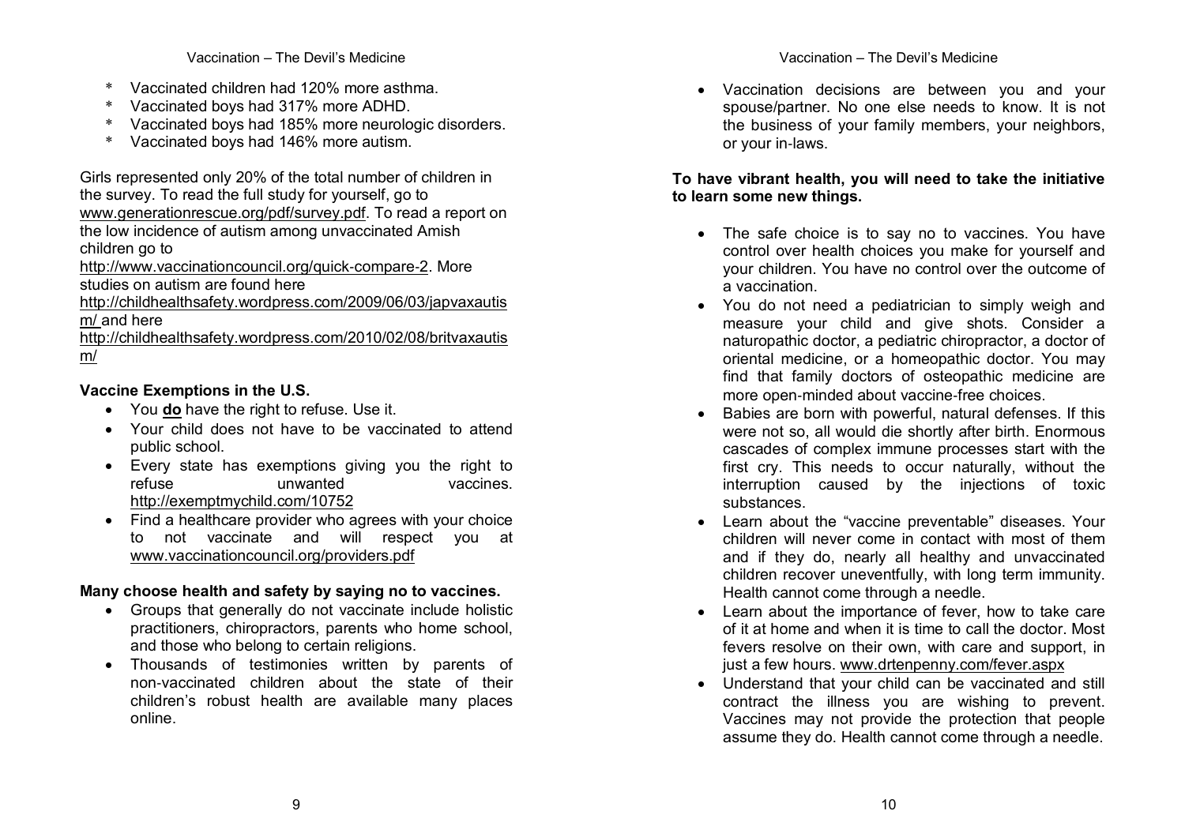* Vaccinated children had 120% more asthma.
* Vaccinated boys had 317% more ADHD.
* Vaccinated boys had 185% more neurologic disorders.
* Vaccinated boys had 146% more autism.

Girls represented only 20% of the total number of children in the survey. To read the full study for yourself, go to www.generationrescue.org/pdf/survey.pdf. To read a report on the low incidence of autism among unvaccinated Amish children go to http://www.vaccinationcouncil.org/quick-compare-2. More studies on autism are found here http://childhealthsafety.wordpress.com/2009/06/03/japvaxautism/ and here http://childhealthsafety.wordpress.com/2010/02/08/britvaxautism/

**Vaccine Exemptions in the U.S.**

- You **do** have the right to refuse. Use it.
- Your child does not have to be vaccinated to attend public school.
- Every state has exemptions giving you the right to refuse unwanted vaccines. http://exemptmychild.com/10752
- Find a healthcare provider who agrees with your choice to not vaccinate and will respect you at www.vaccinationcouncil.org/providers.pdf

**Many choose health and safety by saying no to vaccines.**

- Groups that generally do not vaccinate include holistic practitioners, chiropractors, parents who home school, and those who belong to certain religions.
- Thousands of testimonies written by parents of non-vaccinated children about the state of their children's robust health are available many places online.
- Vaccination decisions are between you and your spouse/partner. No one else needs to know. It is not the business of your family members, your neighbors, or your in-laws.

**To have vibrant health, you will need to take the initiative to learn some new things.**

- The safe choice is to say no to vaccines. You have control over health choices you make for yourself and your children. You have no control over the outcome of a vaccination.
- You do not need a pediatrician to simply weigh and measure your child and give shots. Consider a naturopathic doctor, a pediatric chiropractor, a doctor of oriental medicine, or a homeopathic doctor. You may find that family doctors of osteopathic medicine are more open-minded about vaccine-free choices.
- Babies are born with powerful, natural defenses. If this were not so, all would die shortly after birth. Enormous cascades of complex immune processes start with the first cry. This needs to occur naturally, without the interruption caused by the injections of toxic substances.
- Learn about the "vaccine preventable" diseases. Your children will never come in contact with most of them and if they do, nearly all healthy and unvaccinated children recover uneventfully, with long term immunity. Health cannot come through a needle.
- Learn about the importance of fever, how to take care of it at home and when it is time to call the doctor. Most fevers resolve on their own, with care and support, in just a few hours. www.drtenpenny.com/fever.aspx
- Understand that your child can be vaccinated and still contract the illness you are wishing to prevent. Vaccines may not provide the protection that people assume they do. Health cannot come through a needle.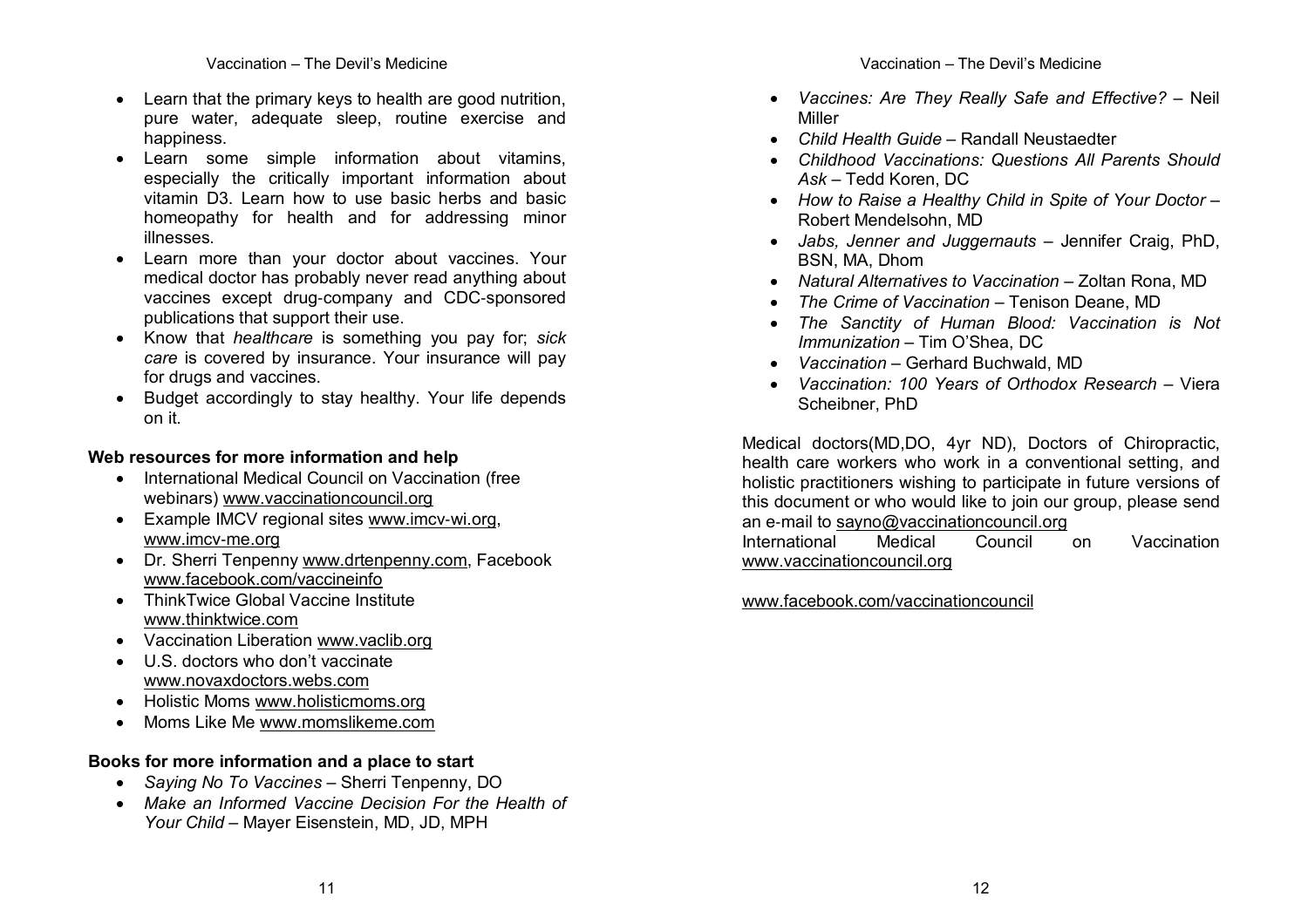- Learn that the primary keys to health are good nutrition, pure water, adequate sleep, routine exercise and happiness.
- Learn some simple information about vitamins, especially the critically important information about vitamin D3. Learn how to use basic herbs and basic homeopathy for health and for addressing minor illnesses.
- Learn more than your doctor about vaccines. Your medical doctor has probably never read anything about vaccines except drug-company and CDC-sponsored publications that support their use.
- Know that *healthcare* is something you pay for; *sick care* is covered by insurance. Your insurance will pay for drugs and vaccines.
- Budget accordingly to stay healthy. Your life depends on it.

**Web resources for more information and help**

- International Medical Council on Vaccination (free webinars) www.vaccinationcouncil.org
- Example IMCV regional sites www.imcv-wi.org, www.imcv-me.org
- Dr. Sherri Tenpenny www.drtenpenny.com, Facebook www.facebook.com/vaccineinfo
- ThinkTwice Global Vaccine Institute www.thinktwice.com
- Vaccination Liberation www.vaclib.org
- U.S. doctors who don't vaccinate www.novaxdoctors.webs.com
- Holistic Moms www.holisticmoms.org
- Moms Like Me www.momslikeme.com

**Books for more information and a place to start**

- *Saying No To Vaccines* – Sherri Tenpenny, DO
- *Make an Informed Vaccine Decision For the Health of Your Child* – Mayer Eisenstein, MD, JD, MPH
- *Vaccines: Are They Really Safe and Effective?* – Neil Miller
- *Child Health Guide* – Randall Neustaedter
- *Childhood Vaccinations: Questions All Parents Should Ask* – Tedd Koren, DC
- *How to Raise a Healthy Child in Spite of Your Doctor* – Robert Mendelsohn, MD
- *Jabs, Jenner and Juggernauts* – Jennifer Craig, PhD, BSN, MA, Dhom
- *Natural Alternatives to Vaccination* – Zoltan Rona, MD
- *The Crime of Vaccination* – Tenison Deane, MD
- *The Sanctity of Human Blood: Vaccination is Not Immunization* – Tim O'Shea, DC
- *Vaccination* – Gerhard Buchwald, MD
- *Vaccination: 100 Years of Orthodox Research* – Viera Scheibner, PhD

Medical doctors(MD,DO, 4yr ND), Doctors of Chiropractic, health care workers who work in a conventional setting, and holistic practitioners wishing to participate in future versions of this document or who would like to join our group, please send an e-mail to sayno@vaccinationcouncil.org

International Medical Council on Vaccination www.vaccinationcouncil.org

www.facebook.com/vaccinationcouncil